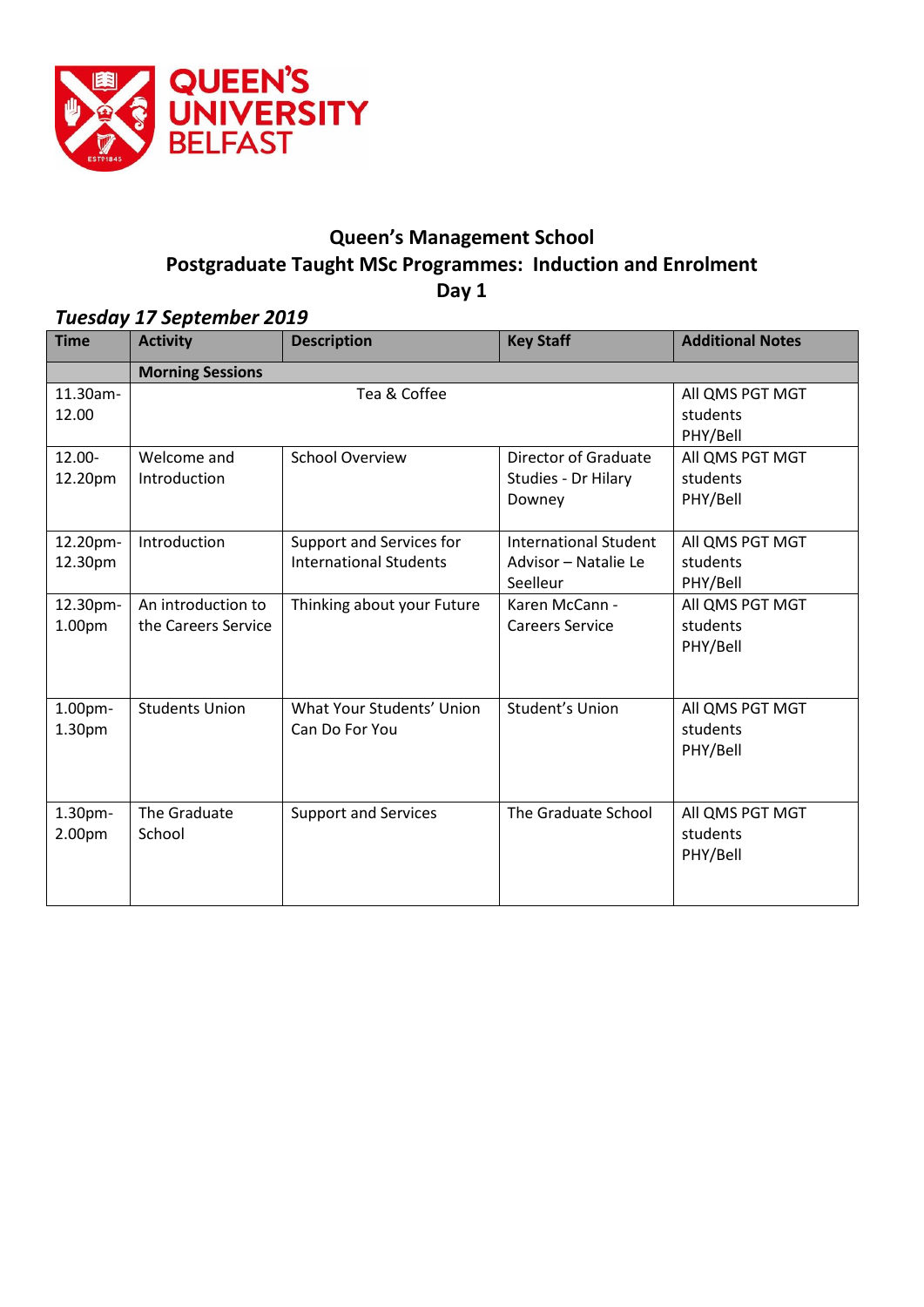# Queen's Management School

## Postgraduate Taught MSc Programmes: Induction and Enrolment

## Day 1

### *Tuesday 17 September 2019*

| Time | Activity | Description | Key Staff | Additional Notes |
|---|---|---|---|---|
| | **Morning Sessions** | | | |
| 11.30am-12.00 | Tea & Coffee | | | All QMS PGT MGT students PHY/Bell |
| 12.00-12.20pm | Welcome and Introduction | School Overview | Director of Graduate Studies - Dr Hilary Downey | All QMS PGT MGT students PHY/Bell |
| 12.20pm-12.30pm | Introduction | Support and Services for International Students | International Student Advisor – Natalie Le Seelleur | All QMS PGT MGT students PHY/Bell |
| 12.30pm-1.00pm | An introduction to the Careers Service | Thinking about your Future | Karen McCann - Careers Service | All QMS PGT MGT students PHY/Bell |
| 1.00pm-1.30pm | Students Union | What Your Students' Union Can Do For You | Student's Union | All QMS PGT MGT students PHY/Bell |
| 1.30pm-2.00pm | The Graduate School | Support and Services | The Graduate School | All QMS PGT MGT students PHY/Bell |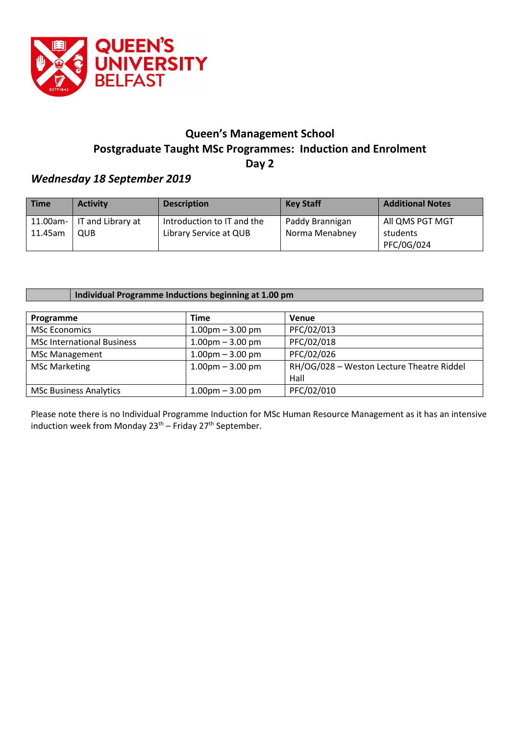## Queen's Management School

## Postgraduate Taught MSc Programmes: Induction and Enrolment

## Day 2

### *Wednesday 18 September 2019*

| Time | Activity | Description | Key Staff | Additional Notes |
|---|---|---|---|---|
| 11.00am-11.45am | IT and Library at QUB | Introduction to IT and the Library Service at QUB | Paddy Brannigan<br>Norma Menabney | All QMS PGT MGT students PFC/0G/024 |

| | Individual Programme Inductions beginning at 1.00 pm |
|---|---|

| Programme | Time | Venue |
|---|---|---|
| MSc Economics | 1.00pm – 3.00 pm | PFC/02/013 |
| MSc International Business | 1.00pm – 3.00 pm | PFC/02/018 |
| MSc Management | 1.00pm – 3.00 pm | PFC/02/026 |
| MSc Marketing | 1.00pm – 3.00 pm | RH/OG/028 – Weston Lecture Theatre Riddel Hall |
| MSc Business Analytics | 1.00pm – 3.00 pm | PFC/02/010 |

Please note there is no Individual Programme Induction for MSc Human Resource Management as it has an intensive induction week from Monday 23th – Friday 27th September.